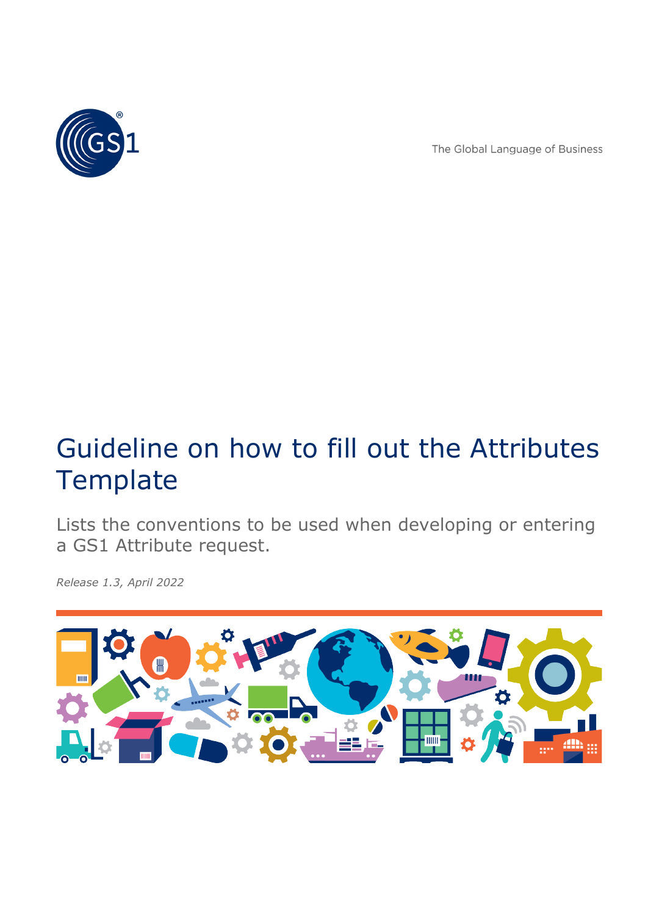The Global Language of Business

# Guideline on how to fill out the Attributes Template

Lists the conventions to be used when developing or entering a GS1 Attribute request.

*Release 1.3, April 2022*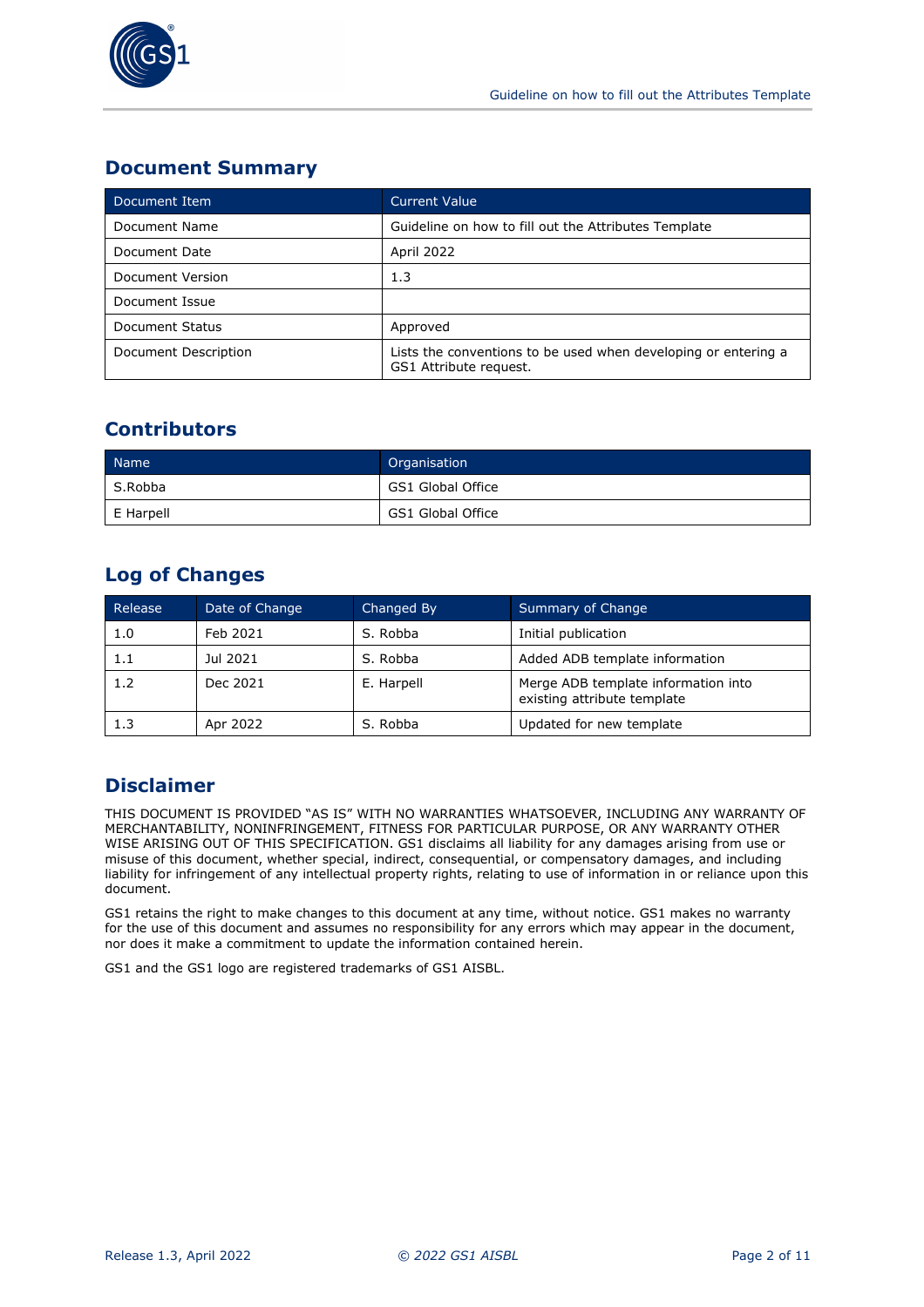## Document Summary

| Document Item | Current Value |
|---|---|
| Document Name | Guideline on how to fill out the Attributes Template |
| Document Date | April 2022 |
| Document Version | 1.3 |
| Document Issue | |
| Document Status | Approved |
| Document Description | Lists the conventions to be used when developing or entering a GS1 Attribute request. |

## Contributors

| Name | Organisation |
|---|---|
| S.Robba | GS1 Global Office |
| E Harpell | GS1 Global Office |

## Log of Changes

| Release | Date of Change | Changed By | Summary of Change |
|---|---|---|---|
| 1.0 | Feb 2021 | S. Robba | Initial publication |
| 1.1 | Jul 2021 | S. Robba | Added ADB template information |
| 1.2 | Dec 2021 | E. Harpell | Merge ADB template information into existing attribute template |
| 1.3 | Apr 2022 | S. Robba | Updated for new template |

## Disclaimer

THIS DOCUMENT IS PROVIDED "AS IS" WITH NO WARRANTIES WHATSOEVER, INCLUDING ANY WARRANTY OF MERCHANTABILITY, NONINFRINGEMENT, FITNESS FOR PARTICULAR PURPOSE, OR ANY WARRANTY OTHER WISE ARISING OUT OF THIS SPECIFICATION. GS1 disclaims all liability for any damages arising from use or misuse of this document, whether special, indirect, consequential, or compensatory damages, and including liability for infringement of any intellectual property rights, relating to use of information in or reliance upon this document.

GS1 retains the right to make changes to this document at any time, without notice. GS1 makes no warranty for the use of this document and assumes no responsibility for any errors which may appear in the document, nor does it make a commitment to update the information contained herein.

GS1 and the GS1 logo are registered trademarks of GS1 AISBL.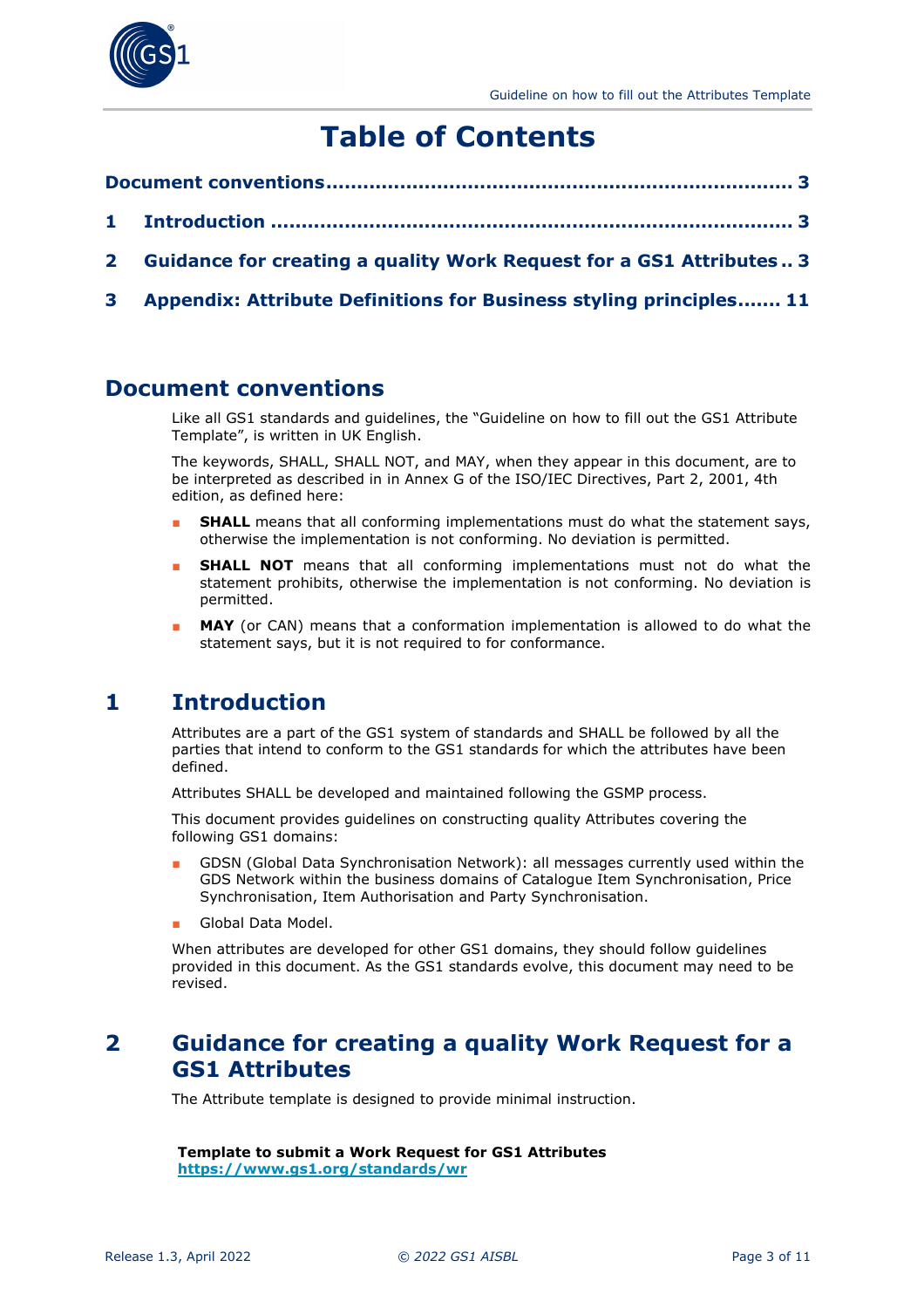# Table of Contents

**Document conventions** ........................................................................ 3

**1 Introduction** .................................................................................. 3

**2 Guidance for creating a quality Work Request for a GS1 Attributes** .. 3

**3 Appendix: Attribute Definitions for Business styling principles** ....... 11

## Document conventions

Like all GS1 standards and guidelines, the "Guideline on how to fill out the GS1 Attribute Template", is written in UK English.

The keywords, SHALL, SHALL NOT, and MAY, when they appear in this document, are to be interpreted as described in in Annex G of the ISO/IEC Directives, Part 2, 2001, 4th edition, as defined here:

- **SHALL** means that all conforming implementations must do what the statement says, otherwise the implementation is not conforming. No deviation is permitted.
- **SHALL NOT** means that all conforming implementations must not do what the statement prohibits, otherwise the implementation is not conforming. No deviation is permitted.
- **MAY** (or CAN) means that a conformation implementation is allowed to do what the statement says, but it is not required to for conformance.

## 1 Introduction

Attributes are a part of the GS1 system of standards and SHALL be followed by all the parties that intend to conform to the GS1 standards for which the attributes have been defined.

Attributes SHALL be developed and maintained following the GSMP process.

This document provides guidelines on constructing quality Attributes covering the following GS1 domains:

- GDSN (Global Data Synchronisation Network): all messages currently used within the GDS Network within the business domains of Catalogue Item Synchronisation, Price Synchronisation, Item Authorisation and Party Synchronisation.
- Global Data Model.

When attributes are developed for other GS1 domains, they should follow guidelines provided in this document. As the GS1 standards evolve, this document may need to be revised.

## 2 Guidance for creating a quality Work Request for a GS1 Attributes

The Attribute template is designed to provide minimal instruction.

**Template to submit a Work Request for GS1 Attributes**
**https://www.gs1.org/standards/wr**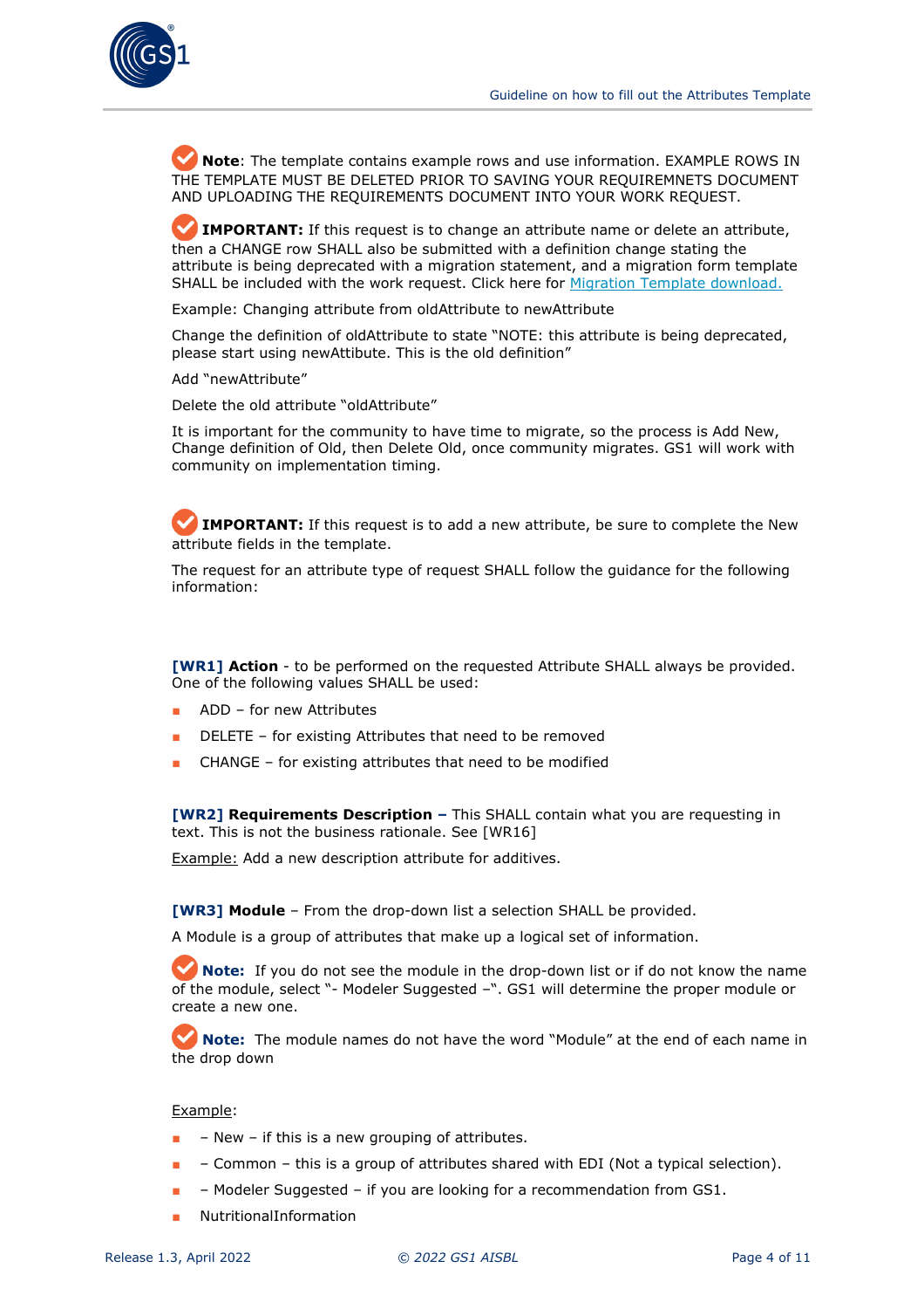**Note**: The template contains example rows and use information. EXAMPLE ROWS IN THE TEMPLATE MUST BE DELETED PRIOR TO SAVING YOUR REQUIREMNETS DOCUMENT AND UPLOADING THE REQUIREMENTS DOCUMENT INTO YOUR WORK REQUEST.

**IMPORTANT:** If this request is to change an attribute name or delete an attribute, then a CHANGE row SHALL also be submitted with a definition change stating the attribute is being deprecated with a migration statement, and a migration form template SHALL be included with the work request. Click here for Migration Template download.

Example: Changing attribute from oldAttribute to newAttribute

Change the definition of oldAttribute to state "NOTE: this attribute is being deprecated, please start using newAttibute. This is the old definition"

Add "newAttribute"

Delete the old attribute "oldAttribute"

It is important for the community to have time to migrate, so the process is Add New, Change definition of Old, then Delete Old, once community migrates. GS1 will work with community on implementation timing.

**IMPORTANT:** If this request is to add a new attribute, be sure to complete the New attribute fields in the template.

The request for an attribute type of request SHALL follow the guidance for the following information:

**[WR1] Action** - to be performed on the requested Attribute SHALL always be provided. One of the following values SHALL be used:

- ADD – for new Attributes
- DELETE – for existing Attributes that need to be removed
- CHANGE – for existing attributes that need to be modified

**[WR2] Requirements Description –** This SHALL contain what you are requesting in text. This is not the business rationale. See [WR16]

Example: Add a new description attribute for additives.

**[WR3] Module** – From the drop-down list a selection SHALL be provided.

A Module is a group of attributes that make up a logical set of information.

**Note:** If you do not see the module in the drop-down list or if do not know the name of the module, select "- Modeler Suggested –". GS1 will determine the proper module or create a new one.

**Note:** The module names do not have the word "Module" at the end of each name in the drop down

Example:

- – New – if this is a new grouping of attributes.
- – Common – this is a group of attributes shared with EDI (Not a typical selection).
- – Modeler Suggested – if you are looking for a recommendation from GS1.
- NutritionalInformation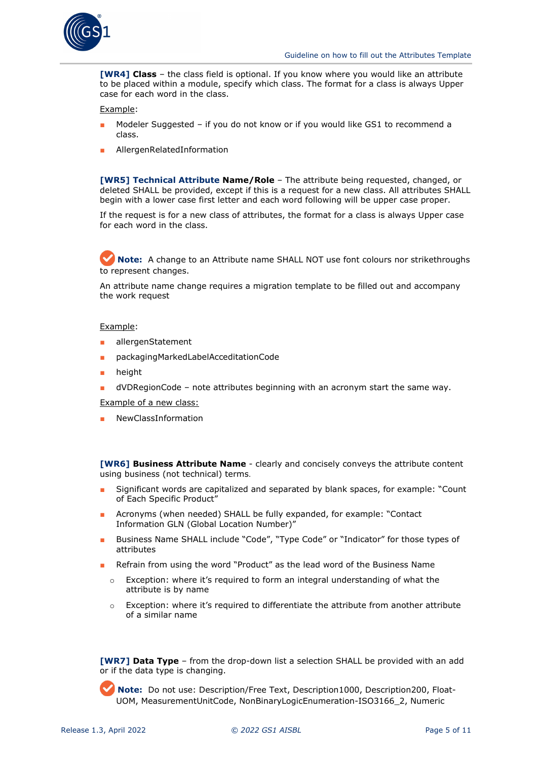**[WR4] Class** – the class field is optional. If you know where you would like an attribute to be placed within a module, specify which class. The format for a class is always Upper case for each word in the class.

Example:

- Modeler Suggested – if you do not know or if you would like GS1 to recommend a class.
- AllergenRelatedInformation

**[WR5] Technical Attribute Name/Role** – The attribute being requested, changed, or deleted SHALL be provided, except if this is a request for a new class. All attributes SHALL begin with a lower case first letter and each word following will be upper case proper.

If the request is for a new class of attributes, the format for a class is always Upper case for each word in the class.

**Note:** A change to an Attribute name SHALL NOT use font colours nor strikethroughs to represent changes.

An attribute name change requires a migration template to be filled out and accompany the work request

Example:

- allergenStatement
- packagingMarkedLabelAcceditationCode
- height
- dVDRegionCode – note attributes beginning with an acronym start the same way.

Example of a new class:

- NewClassInformation

**[WR6] Business Attribute Name** - clearly and concisely conveys the attribute content using business (not technical) terms.

- Significant words are capitalized and separated by blank spaces, for example: "Count of Each Specific Product"
- Acronyms (when needed) SHALL be fully expanded, for example: "Contact Information GLN (Global Location Number)"
- Business Name SHALL include "Code", "Type Code" or "Indicator" for those types of attributes
- Refrain from using the word "Product" as the lead word of the Business Name
  - Exception: where it's required to form an integral understanding of what the attribute is by name
  - Exception: where it's required to differentiate the attribute from another attribute of a similar name

**[WR7] Data Type** – from the drop-down list a selection SHALL be provided with an add or if the data type is changing.

**Note:** Do not use: Description/Free Text, Description1000, Description200, Float-UOM, MeasurementUnitCode, NonBinaryLogicEnumeration-ISO3166_2, Numeric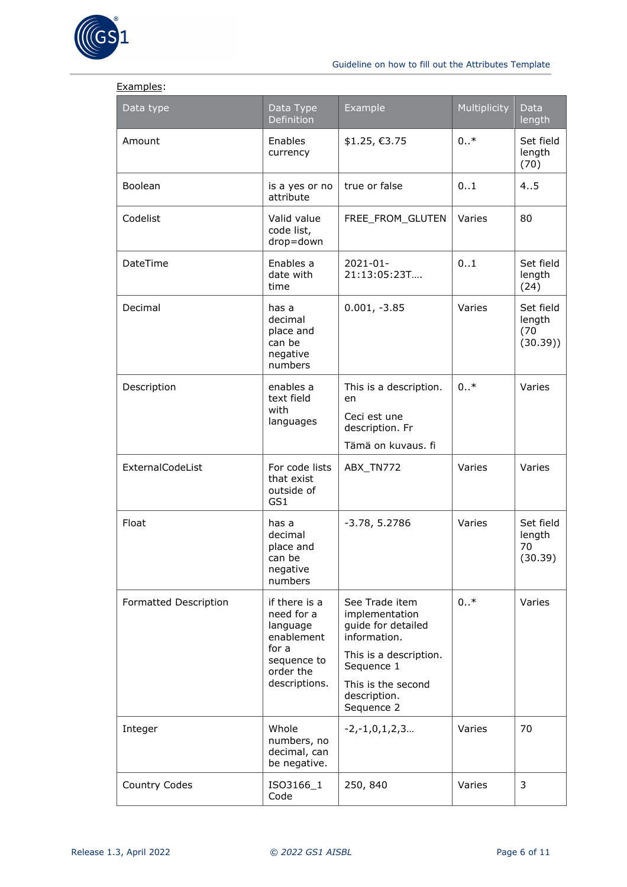Examples:

| Data type | Data Type Definition | Example | Multiplicity | Data length |
|---|---|---|---|---|
| Amount | Enables currency | $1.25, €3.75 | 0..* | Set field length (70) |
| Boolean | is a yes or no attribute | true or false | 0..1 | 4..5 |
| Codelist | Valid value code list, drop=down | FREE_FROM_GLUTEN | Varies | 80 |
| DateTime | Enables a date with time | 2021-01-21:13:05:23T…. | 0..1 | Set field length (24) |
| Decimal | has a decimal place and can be negative numbers | 0.001, -3.85 | Varies | Set field length (70 (30.39)) |
| Description | enables a text field with languages | This is a description. en<br><br>Ceci est une description. Fr<br><br>Tämä on kuvaus. fi | 0..* | Varies |
| ExternalCodeList | For code lists that exist outside of GS1 | ABX_TN772 | Varies | Varies |
| Float | has a decimal place and can be negative numbers | -3.78, 5.2786 | Varies | Set field length 70 (30.39) |
| Formatted Description | if there is a need for a language enablement for a sequence to order the descriptions. | See Trade item implementation guide for detailed information.<br><br>This is a description. Sequence 1<br><br>This is the second description. Sequence 2 | 0..* | Varies |
| Integer | Whole numbers, no decimal, can be negative. | -2,-1,0,1,2,3… | Varies | 70 |
| Country Codes | ISO3166_1 Code | 250, 840 | Varies | 3 |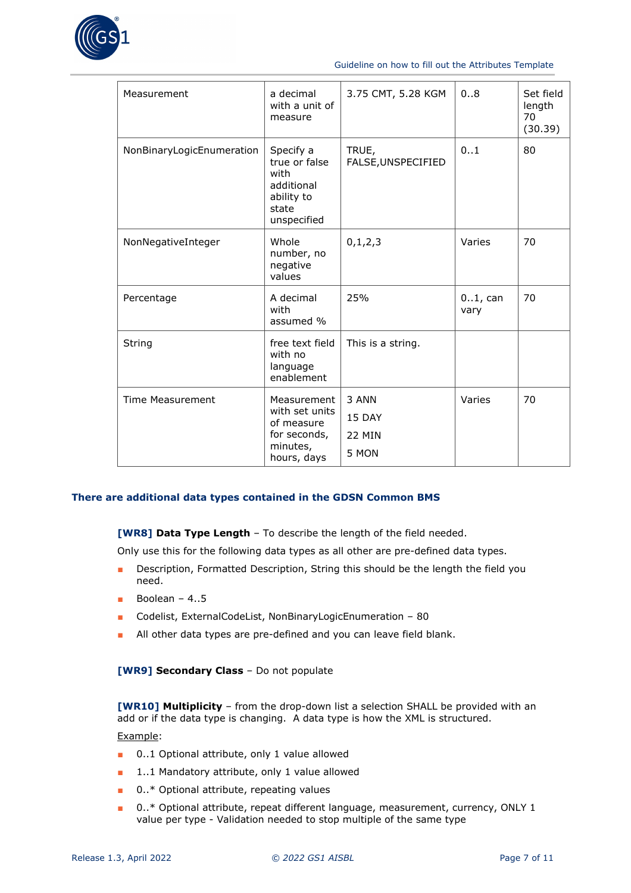| Measurement | a decimal with a unit of measure | 3.75 CMT, 5.28 KGM | 0..8 | Set field length 70 (30.39) |
|---|---|---|---|---|
| NonBinaryLogicEnumeration | Specify a true or false with additional ability to state unspecified | TRUE, FALSE,UNSPECIFIED | 0..1 | 80 |
| NonNegativeInteger | Whole number, no negative values | 0,1,2,3 | Varies | 70 |
| Percentage | A decimal with assumed % | 25% | 0..1, can vary | 70 |
| String | free text field with no language enablement | This is a string. | | |
| Time Measurement | Measurement with set units of measure for seconds, minutes, hours, days | 3 ANN<br>15 DAY<br>22 MIN<br>5 MON | Varies | 70 |

**There are additional data types contained in the GDSN Common BMS**

**[WR8] Data Type Length** – To describe the length of the field needed.

Only use this for the following data types as all other are pre-defined data types.

- Description, Formatted Description, String this should be the length the field you need.
- Boolean – 4..5
- Codelist, ExternalCodeList, NonBinaryLogicEnumeration – 80
- All other data types are pre-defined and you can leave field blank.

**[WR9] Secondary Class** – Do not populate

**[WR10] Multiplicity** – from the drop-down list a selection SHALL be provided with an add or if the data type is changing. A data type is how the XML is structured.

Example:

- 0..1 Optional attribute, only 1 value allowed
- 1..1 Mandatory attribute, only 1 value allowed
- 0..* Optional attribute, repeating values
- 0..* Optional attribute, repeat different language, measurement, currency, ONLY 1 value per type - Validation needed to stop multiple of the same type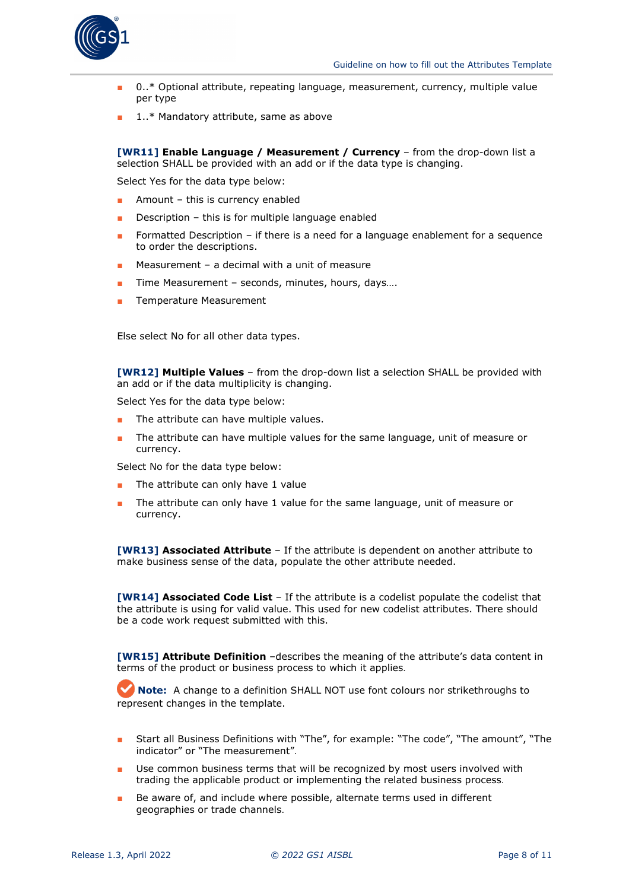- 0..* Optional attribute, repeating language, measurement, currency, multiple value per type
- 1..* Mandatory attribute, same as above

**[WR11] Enable Language / Measurement / Currency** – from the drop-down list a selection SHALL be provided with an add or if the data type is changing.

Select Yes for the data type below:

- Amount – this is currency enabled
- Description – this is for multiple language enabled
- Formatted Description – if there is a need for a language enablement for a sequence to order the descriptions.
- Measurement – a decimal with a unit of measure
- Time Measurement – seconds, minutes, hours, days….
- Temperature Measurement

Else select No for all other data types.

**[WR12] Multiple Values** – from the drop-down list a selection SHALL be provided with an add or if the data multiplicity is changing.

Select Yes for the data type below:

- The attribute can have multiple values.
- The attribute can have multiple values for the same language, unit of measure or currency.

Select No for the data type below:

- The attribute can only have 1 value
- The attribute can only have 1 value for the same language, unit of measure or currency.

**[WR13] Associated Attribute** – If the attribute is dependent on another attribute to make business sense of the data, populate the other attribute needed.

**[WR14] Associated Code List** – If the attribute is a codelist populate the codelist that the attribute is using for valid value. This used for new codelist attributes. There should be a code work request submitted with this.

**[WR15] Attribute Definition** –describes the meaning of the attribute's data content in terms of the product or business process to which it applies.

**Note:** A change to a definition SHALL NOT use font colours nor strikethroughs to represent changes in the template.

- Start all Business Definitions with "The", for example: "The code", "The amount", "The indicator" or "The measurement".
- Use common business terms that will be recognized by most users involved with trading the applicable product or implementing the related business process.
- Be aware of, and include where possible, alternate terms used in different geographies or trade channels.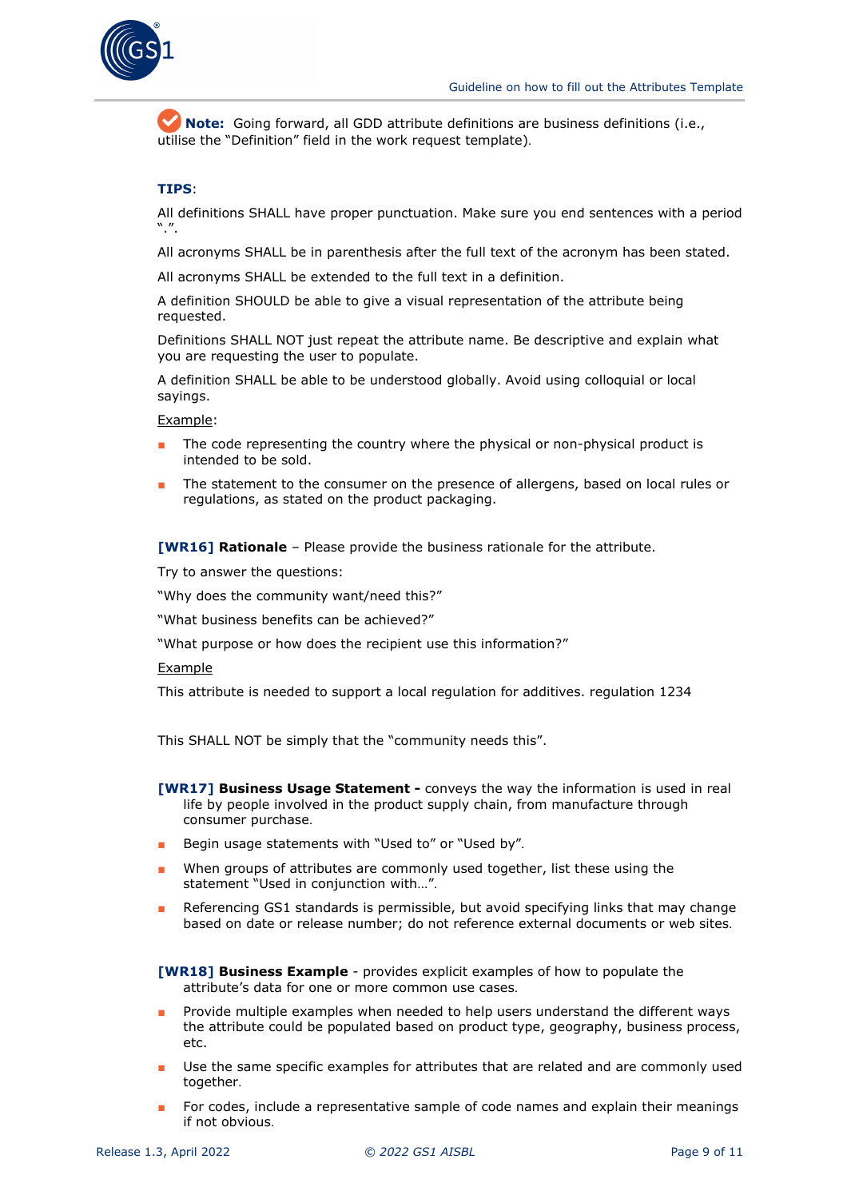**Note:** Going forward, all GDD attribute definitions are business definitions (i.e., utilise the "Definition" field in the work request template).

**TIPS**:

All definitions SHALL have proper punctuation. Make sure you end sentences with a period ".".

All acronyms SHALL be in parenthesis after the full text of the acronym has been stated.

All acronyms SHALL be extended to the full text in a definition.

A definition SHOULD be able to give a visual representation of the attribute being requested.

Definitions SHALL NOT just repeat the attribute name. Be descriptive and explain what you are requesting the user to populate.

A definition SHALL be able to be understood globally. Avoid using colloquial or local sayings.

Example:

- The code representing the country where the physical or non-physical product is intended to be sold.
- The statement to the consumer on the presence of allergens, based on local rules or regulations, as stated on the product packaging.

**[WR16] Rationale** – Please provide the business rationale for the attribute.

Try to answer the questions:

"Why does the community want/need this?"

"What business benefits can be achieved?"

"What purpose or how does the recipient use this information?"

Example

This attribute is needed to support a local regulation for additives. regulation 1234

This SHALL NOT be simply that the "community needs this".

**[WR17] Business Usage Statement -** conveys the way the information is used in real life by people involved in the product supply chain, from manufacture through consumer purchase.

- Begin usage statements with "Used to" or "Used by".
- When groups of attributes are commonly used together, list these using the statement "Used in conjunction with…".
- Referencing GS1 standards is permissible, but avoid specifying links that may change based on date or release number; do not reference external documents or web sites.

**[WR18] Business Example** - provides explicit examples of how to populate the attribute's data for one or more common use cases.

- Provide multiple examples when needed to help users understand the different ways the attribute could be populated based on product type, geography, business process, etc.
- Use the same specific examples for attributes that are related and are commonly used together.
- For codes, include a representative sample of code names and explain their meanings if not obvious.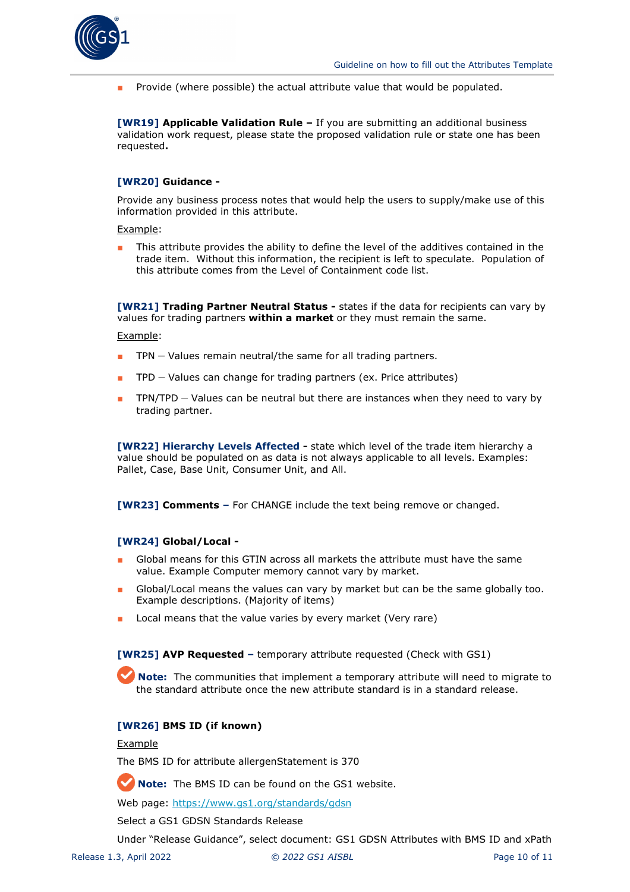- Provide (where possible) the actual attribute value that would be populated.

**[WR19] Applicable Validation Rule –** If you are submitting an additional business validation work request, please state the proposed validation rule or state one has been requested**.**

**[WR20] Guidance -**

Provide any business process notes that would help the users to supply/make use of this information provided in this attribute.

Example:

- This attribute provides the ability to define the level of the additives contained in the trade item. Without this information, the recipient is left to speculate. Population of this attribute comes from the Level of Containment code list.

**[WR21] Trading Partner Neutral Status -** states if the data for recipients can vary by values for trading partners **within a market** or they must remain the same.

Example:

- TPN – Values remain neutral/the same for all trading partners.
- TPD – Values can change for trading partners (ex. Price attributes)
- TPN/TPD – Values can be neutral but there are instances when they need to vary by trading partner.

**[WR22] Hierarchy Levels Affected -** state which level of the trade item hierarchy a value should be populated on as data is not always applicable to all levels. Examples: Pallet, Case, Base Unit, Consumer Unit, and All.

**[WR23] Comments –** For CHANGE include the text being remove or changed.

**[WR24] Global/Local -**

- Global means for this GTIN across all markets the attribute must have the same value. Example Computer memory cannot vary by market.
- Global/Local means the values can vary by market but can be the same globally too. Example descriptions. (Majority of items)
- Local means that the value varies by every market (Very rare)

**[WR25] AVP Requested –** temporary attribute requested (Check with GS1)

**Note:** The communities that implement a temporary attribute will need to migrate to the standard attribute once the new attribute standard is in a standard release.

**[WR26] BMS ID (if known)**

Example

The BMS ID for attribute allergenStatement is 370

**Note:** The BMS ID can be found on the GS1 website.

Web page: https://www.gs1.org/standards/gdsn

Select a GS1 GDSN Standards Release

Under "Release Guidance", select document: GS1 GDSN Attributes with BMS ID and xPath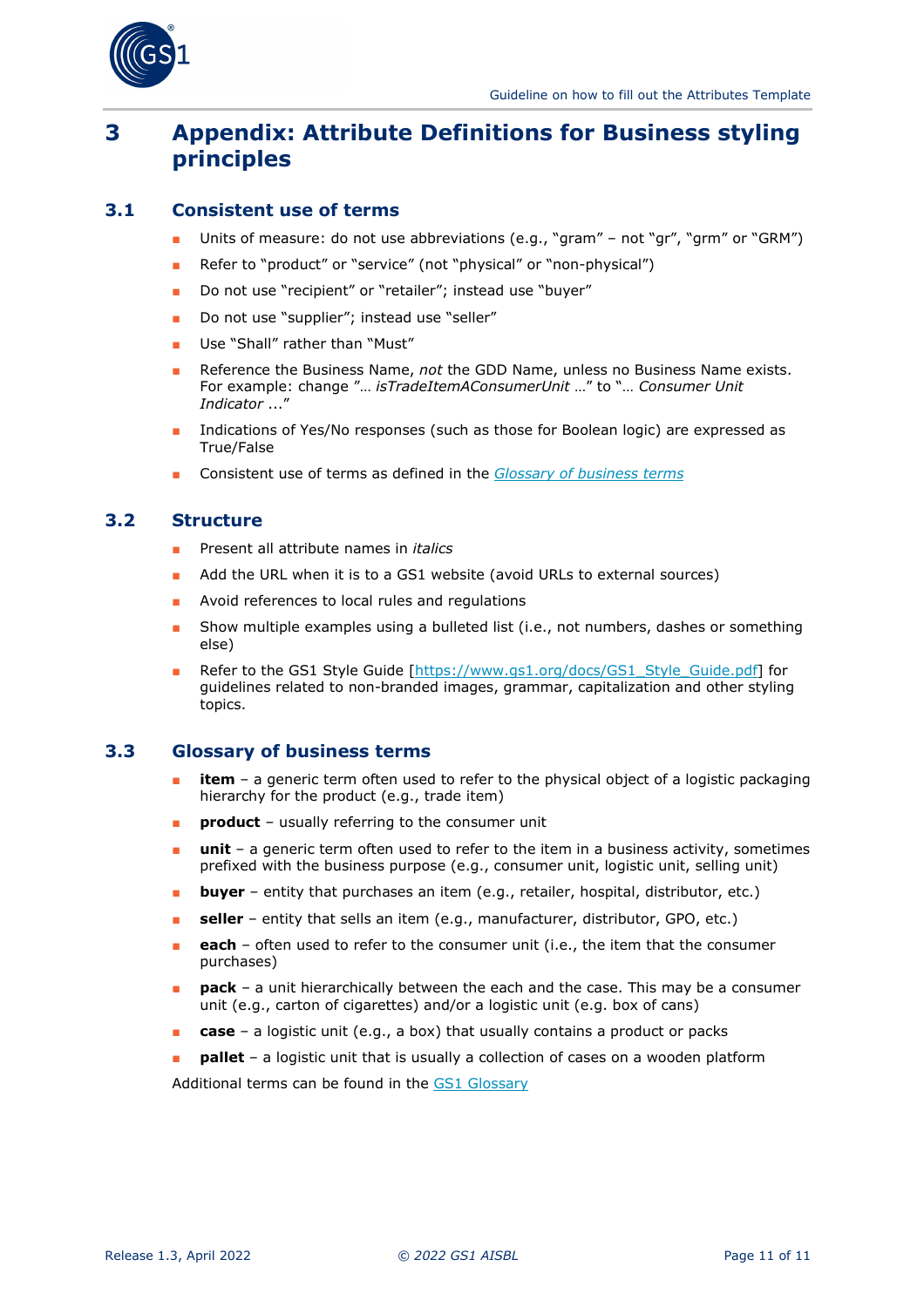# 3 Appendix: Attribute Definitions for Business styling principles

## 3.1 Consistent use of terms

- Units of measure: do not use abbreviations (e.g., "gram" – not "gr", "grm" or "GRM")
- Refer to "product" or "service" (not "physical" or "non-physical")
- Do not use "recipient" or "retailer"; instead use "buyer"
- Do not use "supplier"; instead use "seller"
- Use "Shall" rather than "Must"
- Reference the Business Name, *not* the GDD Name, unless no Business Name exists. For example: change "… *isTradeItemAConsumerUnit* …" to "… *Consumer Unit Indicator* ..."
- Indications of Yes/No responses (such as those for Boolean logic) are expressed as True/False
- Consistent use of terms as defined in the *Glossary of business terms*

## 3.2 Structure

- Present all attribute names in *italics*
- Add the URL when it is to a GS1 website (avoid URLs to external sources)
- Avoid references to local rules and regulations
- Show multiple examples using a bulleted list (i.e., not numbers, dashes or something else)
- Refer to the GS1 Style Guide [https://www.gs1.org/docs/GS1_Style_Guide.pdf] for guidelines related to non-branded images, grammar, capitalization and other styling topics.

## 3.3 Glossary of business terms

- **item** – a generic term often used to refer to the physical object of a logistic packaging hierarchy for the product (e.g., trade item)
- **product** – usually referring to the consumer unit
- **unit** – a generic term often used to refer to the item in a business activity, sometimes prefixed with the business purpose (e.g., consumer unit, logistic unit, selling unit)
- **buyer** – entity that purchases an item (e.g., retailer, hospital, distributor, etc.)
- **seller** – entity that sells an item (e.g., manufacturer, distributor, GPO, etc.)
- **each** – often used to refer to the consumer unit (i.e., the item that the consumer purchases)
- **pack** – a unit hierarchically between the each and the case. This may be a consumer unit (e.g., carton of cigarettes) and/or a logistic unit (e.g. box of cans)
- **case** – a logistic unit (e.g., a box) that usually contains a product or packs
- **pallet** – a logistic unit that is usually a collection of cases on a wooden platform

Additional terms can be found in the GS1 Glossary